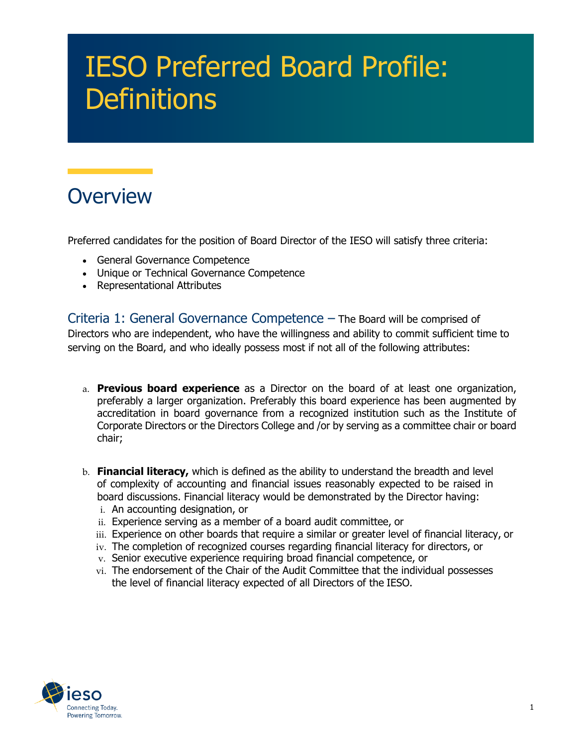# IESO Preferred Board Profile: Definitions

## Overview

Preferred candidates for the position of Board Director of the IESO will satisfy three criteria:

- General Governance Competence
- Unique or Technical Governance Competence
- Representational Attributes

### Criteria 1: General Governance Competence – The Board will be comprised of Directors who are independent, who have the willingness and ability to commit sufficient time to serving on the Board, and who ideally possess most if not all of the following attributes:

a. **Previous board experience** as a Director on the board of at least one organization, preferably a larger organization. Preferably this board experience has been augmented by accreditation in board governance from a recognized institution such as the Institute of Corporate Directors or the Directors College and /or by serving as a committee chair or board chair;

b. **Financial literacy,** which is defined as the ability to understand the breadth and level of complexity of accounting and financial issues reasonably expected to be raised in board discussions. Financial literacy would be demonstrated by the Director having:
   i. An accounting designation, or
   ii. Experience serving as a member of a board audit committee, or
   iii. Experience on other boards that require a similar or greater level of financial literacy, or
   iv. The completion of recognized courses regarding financial literacy for directors, or
   v. Senior executive experience requiring broad financial competence, or
   vi. The endorsement of the Chair of the Audit Committee that the individual possesses the level of financial literacy expected of all Directors of the IESO.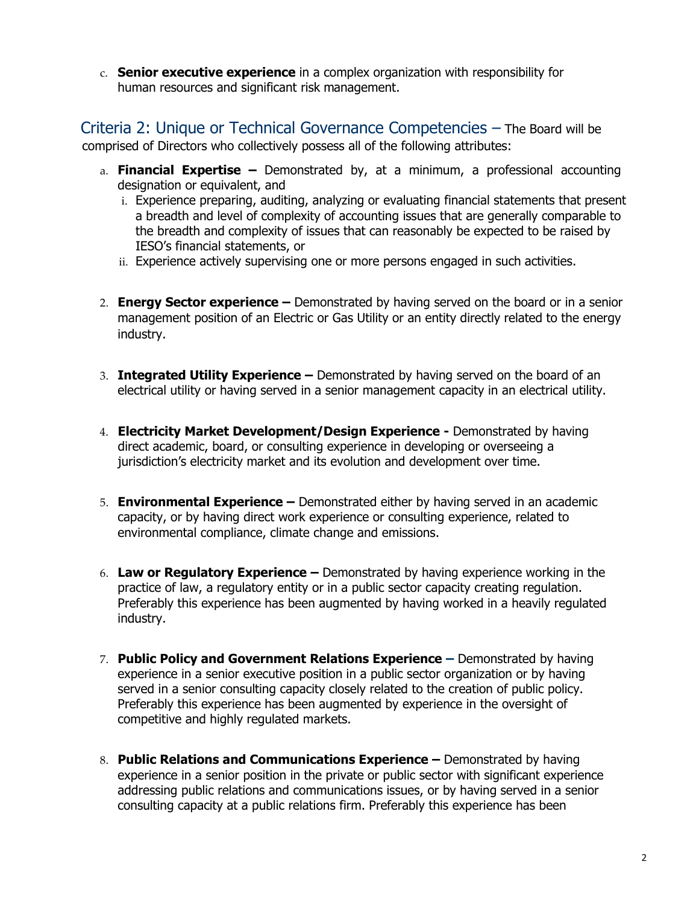c. **Senior executive experience** in a complex organization with responsibility for human resources and significant risk management.

## Criteria 2: Unique or Technical Governance Competencies – 

The Board will be comprised of Directors who collectively possess all of the following attributes:

a. **Financial Expertise –** Demonstrated by, at a minimum, a professional accounting designation or equivalent, and
   i. Experience preparing, auditing, analyzing or evaluating financial statements that present a breadth and level of complexity of accounting issues that are generally comparable to the breadth and complexity of issues that can reasonably be expected to be raised by IESO's financial statements, or
   ii. Experience actively supervising one or more persons engaged in such activities.

2. **Energy Sector experience –** Demonstrated by having served on the board or in a senior management position of an Electric or Gas Utility or an entity directly related to the energy industry.

3. **Integrated Utility Experience –** Demonstrated by having served on the board of an electrical utility or having served in a senior management capacity in an electrical utility.

4. **Electricity Market Development/Design Experience -** Demonstrated by having direct academic, board, or consulting experience in developing or overseeing a jurisdiction's electricity market and its evolution and development over time.

5. **Environmental Experience –** Demonstrated either by having served in an academic capacity, or by having direct work experience or consulting experience, related to environmental compliance, climate change and emissions.

6. **Law or Regulatory Experience –** Demonstrated by having experience working in the practice of law, a regulatory entity or in a public sector capacity creating regulation. Preferably this experience has been augmented by having worked in a heavily regulated industry.

7. **Public Policy and Government Relations Experience –** Demonstrated by having experience in a senior executive position in a public sector organization or by having served in a senior consulting capacity closely related to the creation of public policy. Preferably this experience has been augmented by experience in the oversight of competitive and highly regulated markets.

8. **Public Relations and Communications Experience –** Demonstrated by having experience in a senior position in the private or public sector with significant experience addressing public relations and communications issues, or by having served in a senior consulting capacity at a public relations firm. Preferably this experience has been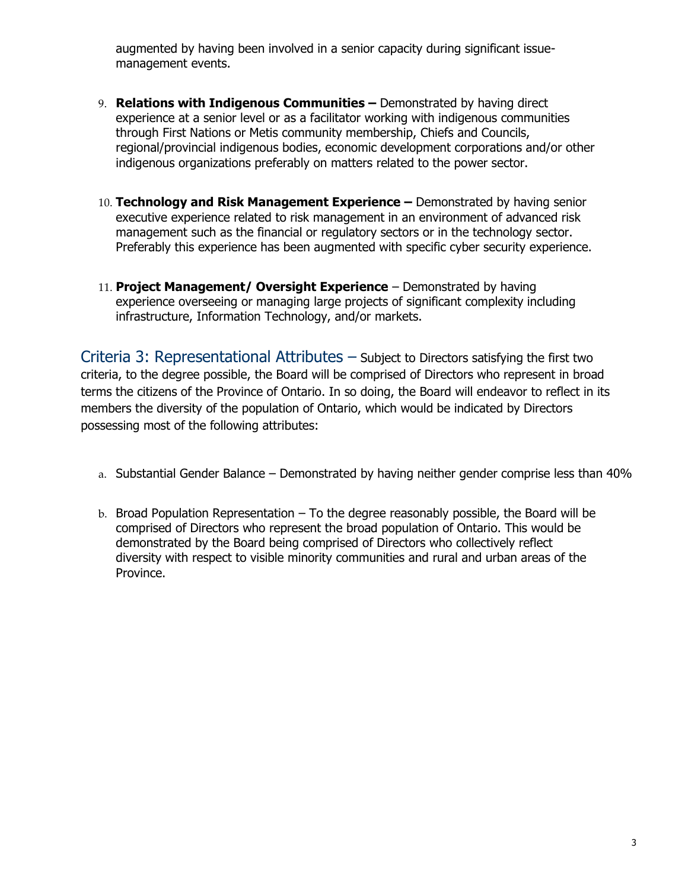augmented by having been involved in a senior capacity during significant issue-management events.

9. **Relations with Indigenous Communities –** Demonstrated by having direct experience at a senior level or as a facilitator working with indigenous communities through First Nations or Metis community membership, Chiefs and Councils, regional/provincial indigenous bodies, economic development corporations and/or other indigenous organizations preferably on matters related to the power sector.

10. **Technology and Risk Management Experience –** Demonstrated by having senior executive experience related to risk management in an environment of advanced risk management such as the financial or regulatory sectors or in the technology sector. Preferably this experience has been augmented with specific cyber security experience.

11. **Project Management/ Oversight Experience** – Demonstrated by having experience overseeing or managing large projects of significant complexity including infrastructure, Information Technology, and/or markets.

## Criteria 3: Representational Attributes –

Subject to Directors satisfying the first two criteria, to the degree possible, the Board will be comprised of Directors who represent in broad terms the citizens of the Province of Ontario. In so doing, the Board will endeavor to reflect in its members the diversity of the population of Ontario, which would be indicated by Directors possessing most of the following attributes:

a. Substantial Gender Balance – Demonstrated by having neither gender comprise less than 40%

b. Broad Population Representation – To the degree reasonably possible, the Board will be comprised of Directors who represent the broad population of Ontario. This would be demonstrated by the Board being comprised of Directors who collectively reflect diversity with respect to visible minority communities and rural and urban areas of the Province.